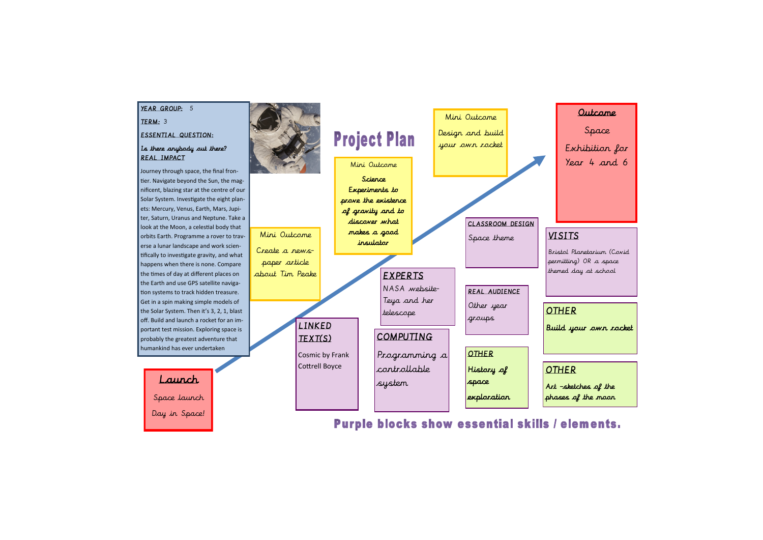# Project Plan

**YEAR GROUP:** 5

**TERM:** 3

**ESSENTIAL QUESTION:**

*Is there anybody out there?*

**REAL IMPACT**

Journey through space, the final frontier. Navigate beyond the Sun, the magnificent, blazing star at the centre of our Solar System. Investigate the eight planets: Mercury, Venus, Earth, Mars, Jupiter, Saturn, Uranus and Neptune. Take a look at the Moon, a celestial body that orbits Earth. Programme a rover to traverse a lunar landscape and work scientifically to investigate gravity, and what happens when there is none. Compare the times of day at different places on the Earth and use GPS satellite navigation systems to track hidden treasure. Get in a spin making simple models of the Solar System. Then it's 3, 2, 1, blast off. Build and launch a rocket for an important test mission. Exploring space is probably the greatest adventure that humankind has ever undertaken

## Launch

Space launch

Day in Space!

## Mini Outcome

Create a newspaper article about Tim Peake

## Mini Outcome

**Science Experiments to prove the existence of gravity and to discover what makes a good insulator**

## Mini Outcome

Design and build your own rocket

## Outcome

Space Exhibition for Year 4 and 6

## LINKED TEXT(S)

Cosmic by Frank Cottrell Boyce

## EXPERTS

NASA website-

Teya and her telescope

## COMPUTING

Programming a controllable system

## CLASSROOM DESIGN

Space theme

## REAL AUDIENCE

Other year groups

## OTHER

**History of space exploration**

## VISITS

Bristol Planetarium (Covid permitting) OR a space themed day at school

## OTHER

**Build your own rocket**

## OTHER

**Art -sketches of the phases of the moon**

**Purple blocks show essential skills / elements.**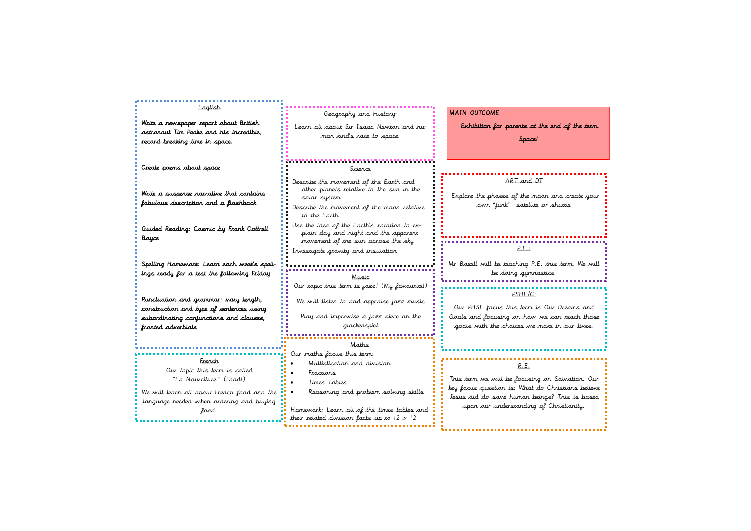## English

**Write a newspaper report about British astronaut Tim Peake and his incredible, record breaking time in space.**

**Create poems about space**

**Write a suspense narrative that contains fabulous description and a flashback**

**Guided Reading: Cosmic by Frank Cottrell Boyce**

**Spelling Homework: Learn each week's spellings ready for a test the following Friday**

**Punctuation and grammar: vary length, construction and type of sentences using subordinating conjunctions and clauses, fronted adverbials**

## French

Our topic this term is called "La Nourriture." (Food!)

We will learn all about French food and the language needed when ordering and buying food.

## Geography and History-

Learn all about Sir Isaac Newton and human kind's race to space.

## Science

Describe the movement of the Earth and other planets relative to the sun in the solar system

Describe the movement of the moon relative to the Earth

Use the idea of the Earth's rotation to explain day and night and the apparent movement of the sun across the sky

Investigate gravity and insulation

## Music

Our topic this term is jazz! (My favourite!)

We will listen to and appraise jazz music

Play and improvise a jazz piece on the glockenspiel

## Maths

Our maths focus this term:

- Multiplication and division
- Fractions
- Times Tables
- Reasoning and problem solving skills

Homework: Learn all of the times tables and their related division facts up to 12 x 12

## MAIN OUTCOME

**Exhibition for parents at the end of the term.**

**Space!**

## ART and DT

Explore the phases of the moon and create your own "junk" satellite or shuttle

## P.E.:

Mr Bazell will be teaching P.E. this term. We will be doing gymnastics.

## PSHE/C:

Our PHSE focus this term is Our Dreams and Goals and focusing on how we can reach those goals with the choices we make in our lives.

## R.E.

This term we will be focusing on Salvation. Our key focus question is: What do Christians believe Jesus did do save human beings? This is based upon our understanding of Christianity.